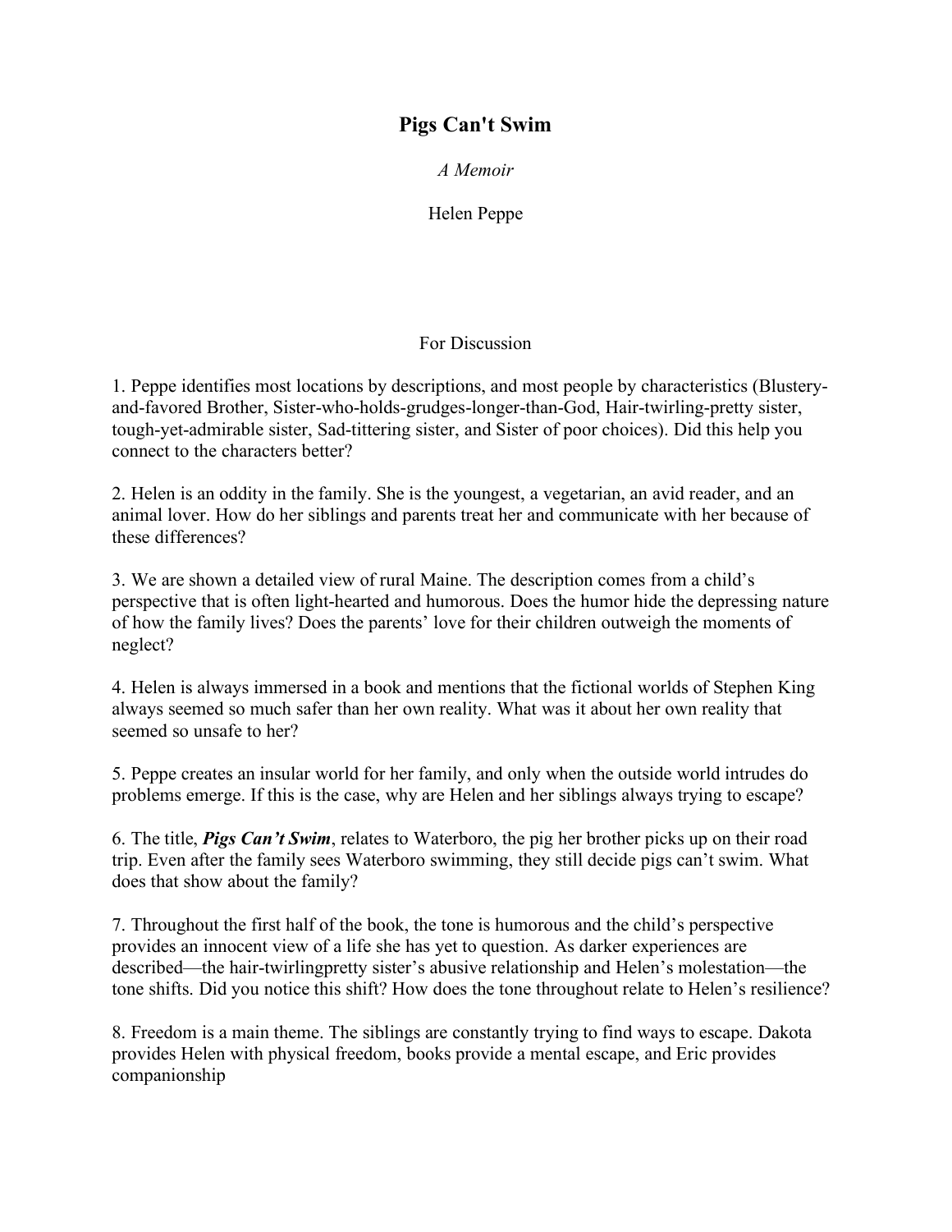# Pigs Can't Swim

*A Memoir*

Helen Peppe

For Discussion

1. Peppe identifies most locations by descriptions, and most people by characteristics (Blustery-and-favored Brother, Sister-who-holds-grudges-longer-than-God, Hair-twirling-pretty sister, tough-yet-admirable sister, Sad-tittering sister, and Sister of poor choices). Did this help you connect to the characters better?

2. Helen is an oddity in the family. She is the youngest, a vegetarian, an avid reader, and an animal lover. How do her siblings and parents treat her and communicate with her because of these differences?

3. We are shown a detailed view of rural Maine. The description comes from a child's perspective that is often light-hearted and humorous. Does the humor hide the depressing nature of how the family lives? Does the parents' love for their children outweigh the moments of neglect?

4. Helen is always immersed in a book and mentions that the fictional worlds of Stephen King always seemed so much safer than her own reality. What was it about her own reality that seemed so unsafe to her?

5. Peppe creates an insular world for her family, and only when the outside world intrudes do problems emerge. If this is the case, why are Helen and her siblings always trying to escape?

6. The title, ***Pigs Can't Swim***, relates to Waterboro, the pig her brother picks up on their road trip. Even after the family sees Waterboro swimming, they still decide pigs can't swim. What does that show about the family?

7. Throughout the first half of the book, the tone is humorous and the child's perspective provides an innocent view of a life she has yet to question. As darker experiences are described—the hair-twirlingpretty sister's abusive relationship and Helen's molestation—the tone shifts. Did you notice this shift? How does the tone throughout relate to Helen's resilience?

8. Freedom is a main theme. The siblings are constantly trying to find ways to escape. Dakota provides Helen with physical freedom, books provide a mental escape, and Eric provides companionship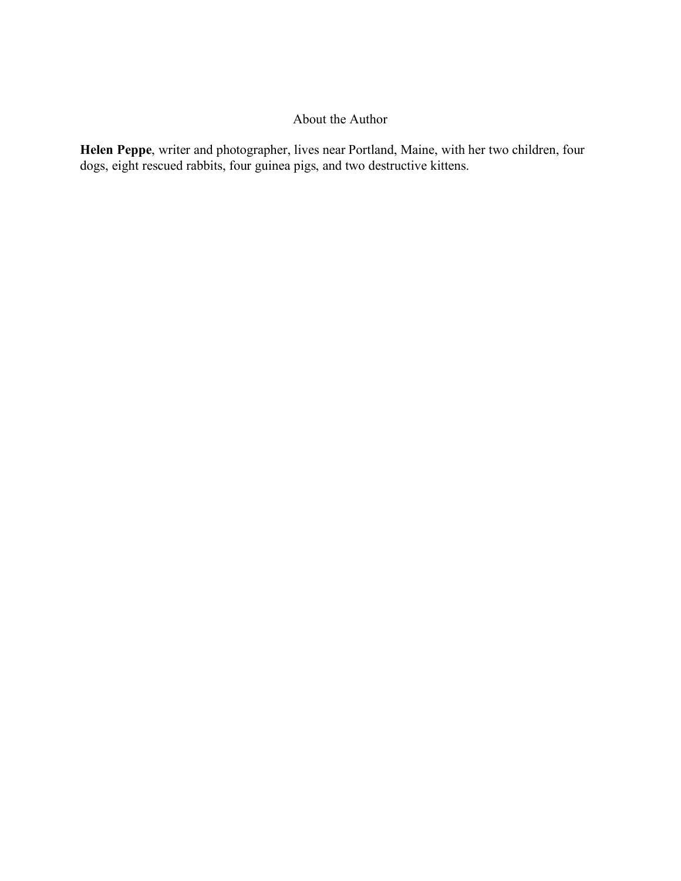## About the Author

**Helen Peppe**, writer and photographer, lives near Portland, Maine, with her two children, four dogs, eight rescued rabbits, four guinea pigs, and two destructive kittens.